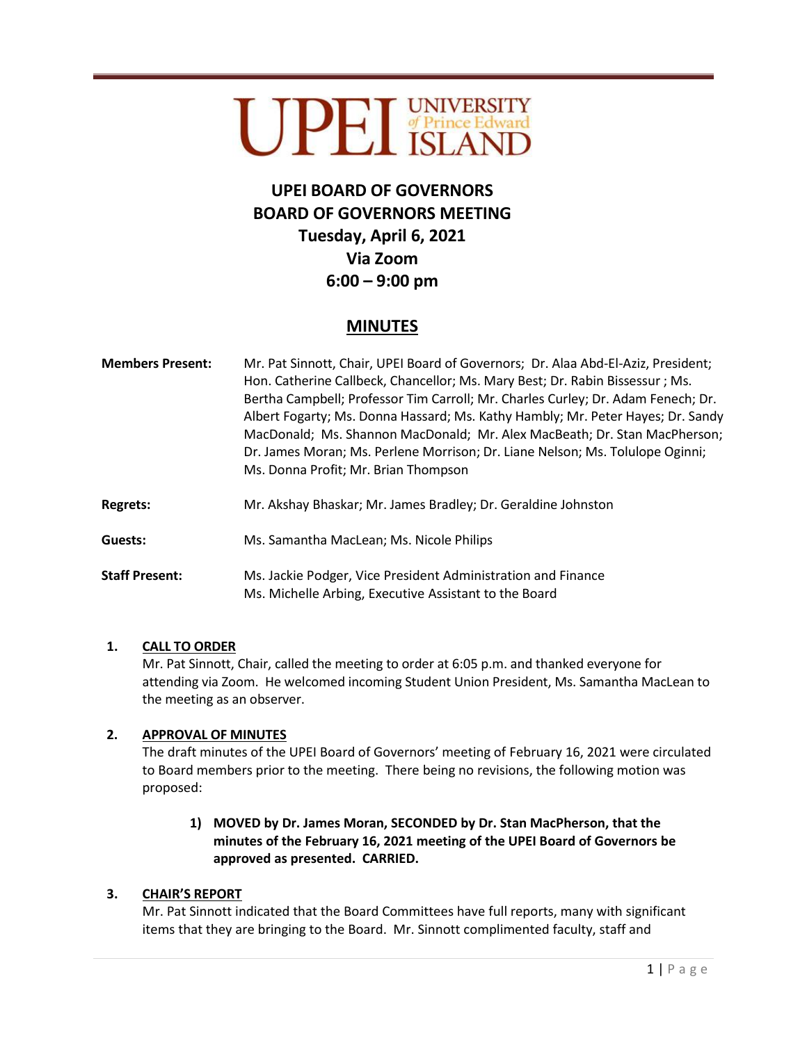# UPEI BOARD OF GOVERNORS
# BOARD OF GOVERNORS MEETING
## Tuesday, April 6, 2021
## Via Zoom
## 6:00 – 9:00 pm

## MINUTES

**Members Present:** Mr. Pat Sinnott, Chair, UPEI Board of Governors; Dr. Alaa Abd-El-Aziz, President; Hon. Catherine Callbeck, Chancellor; Ms. Mary Best; Dr. Rabin Bissessur ; Ms. Bertha Campbell; Professor Tim Carroll; Mr. Charles Curley; Dr. Adam Fenech; Dr. Albert Fogarty; Ms. Donna Hassard; Ms. Kathy Hambly; Mr. Peter Hayes; Dr. Sandy MacDonald; Ms. Shannon MacDonald; Mr. Alex MacBeath; Dr. Stan MacPherson; Dr. James Moran; Ms. Perlene Morrison; Dr. Liane Nelson; Ms. Tolulope Oginni; Ms. Donna Profit; Mr. Brian Thompson

**Regrets:** Mr. Akshay Bhaskar; Mr. James Bradley; Dr. Geraldine Johnston

**Guests:** Ms. Samantha MacLean; Ms. Nicole Philips

**Staff Present:** Ms. Jackie Podger, Vice President Administration and Finance
Ms. Michelle Arbing, Executive Assistant to the Board

1. **CALL TO ORDER**

   Mr. Pat Sinnott, Chair, called the meeting to order at 6:05 p.m. and thanked everyone for attending via Zoom. He welcomed incoming Student Union President, Ms. Samantha MacLean to the meeting as an observer.

2. **APPROVAL OF MINUTES**

   The draft minutes of the UPEI Board of Governors' meeting of February 16, 2021 were circulated to Board members prior to the meeting. There being no revisions, the following motion was proposed:

   1) **MOVED by Dr. James Moran, SECONDED by Dr. Stan MacPherson, that the minutes of the February 16, 2021 meeting of the UPEI Board of Governors be approved as presented. CARRIED.**

3. **CHAIR'S REPORT**

   Mr. Pat Sinnott indicated that the Board Committees have full reports, many with significant items that they are bringing to the Board. Mr. Sinnott complimented faculty, staff and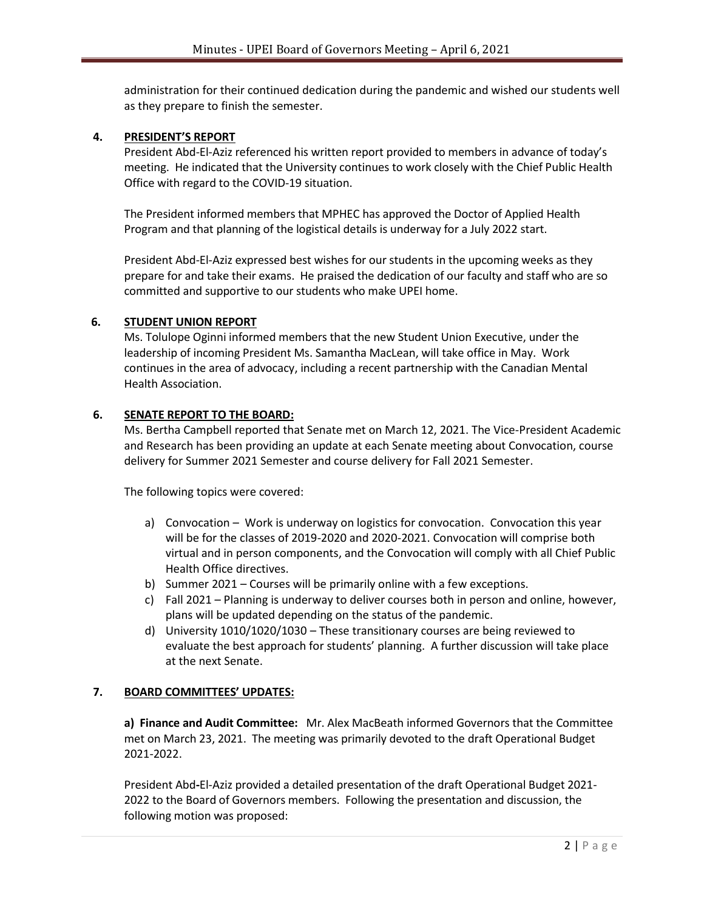administration for their continued dedication during the pandemic and wished our students well as they prepare to finish the semester.

## 4. PRESIDENT'S REPORT

President Abd-El-Aziz referenced his written report provided to members in advance of today's meeting. He indicated that the University continues to work closely with the Chief Public Health Office with regard to the COVID-19 situation.

The President informed members that MPHEC has approved the Doctor of Applied Health Program and that planning of the logistical details is underway for a July 2022 start.

President Abd-El-Aziz expressed best wishes for our students in the upcoming weeks as they prepare for and take their exams. He praised the dedication of our faculty and staff who are so committed and supportive to our students who make UPEI home.

## 6. STUDENT UNION REPORT

Ms. Tolulope Oginni informed members that the new Student Union Executive, under the leadership of incoming President Ms. Samantha MacLean, will take office in May. Work continues in the area of advocacy, including a recent partnership with the Canadian Mental Health Association.

## 6. SENATE REPORT TO THE BOARD:

Ms. Bertha Campbell reported that Senate met on March 12, 2021. The Vice-President Academic and Research has been providing an update at each Senate meeting about Convocation, course delivery for Summer 2021 Semester and course delivery for Fall 2021 Semester.

The following topics were covered:

a) Convocation – Work is underway on logistics for convocation. Convocation this year will be for the classes of 2019-2020 and 2020-2021. Convocation will comprise both virtual and in person components, and the Convocation will comply with all Chief Public Health Office directives.
b) Summer 2021 – Courses will be primarily online with a few exceptions.
c) Fall 2021 – Planning is underway to deliver courses both in person and online, however, plans will be updated depending on the status of the pandemic.
d) University 1010/1020/1030 – These transitional courses are being reviewed to evaluate the best approach for students' planning. A further discussion will take place at the next Senate.

## 7. BOARD COMMITTEES' UPDATES:

**a) Finance and Audit Committee:** Mr. Alex MacBeath informed Governors that the Committee met on March 23, 2021. The meeting was primarily devoted to the draft Operational Budget 2021-2022.

President Abd-El-Aziz provided a detailed presentation of the draft Operational Budget 2021-2022 to the Board of Governors members. Following the presentation and discussion, the following motion was proposed: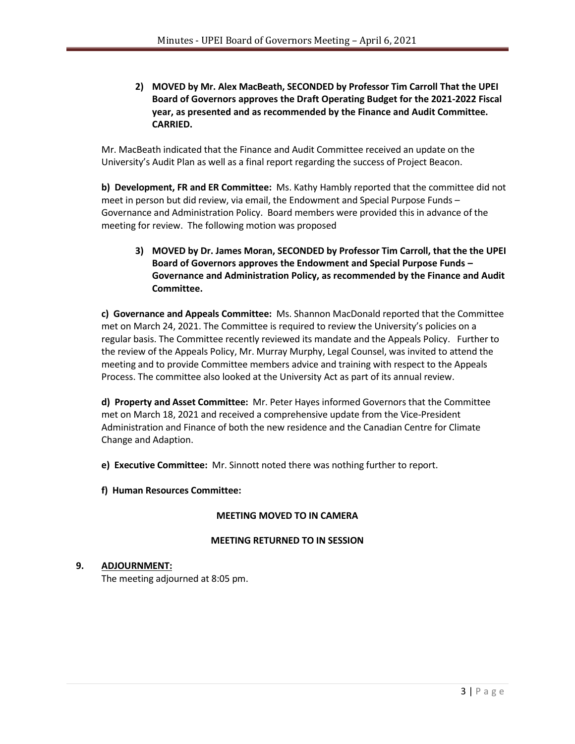**2) MOVED by Mr. Alex MacBeath, SECONDED by Professor Tim Carroll That the UPEI Board of Governors approves the Draft Operating Budget for the 2021-2022 Fiscal year, as presented and as recommended by the Finance and Audit Committee. CARRIED.**

Mr. MacBeath indicated that the Finance and Audit Committee received an update on the University's Audit Plan as well as a final report regarding the success of Project Beacon.

**b) Development, FR and ER Committee:** Ms. Kathy Hambly reported that the committee did not meet in person but did review, via email, the Endowment and Special Purpose Funds – Governance and Administration Policy. Board members were provided this in advance of the meeting for review. The following motion was proposed

**3) MOVED by Dr. James Moran, SECONDED by Professor Tim Carroll, that the the UPEI Board of Governors approves the Endowment and Special Purpose Funds – Governance and Administration Policy, as recommended by the Finance and Audit Committee.**

**c) Governance and Appeals Committee:** Ms. Shannon MacDonald reported that the Committee met on March 24, 2021. The Committee is required to review the University's policies on a regular basis. The Committee recently reviewed its mandate and the Appeals Policy. Further to the review of the Appeals Policy, Mr. Murray Murphy, Legal Counsel, was invited to attend the meeting and to provide Committee members advice and training with respect to the Appeals Process. The committee also looked at the University Act as part of its annual review.

**d) Property and Asset Committee:** Mr. Peter Hayes informed Governors that the Committee met on March 18, 2021 and received a comprehensive update from the Vice-President Administration and Finance of both the new residence and the Canadian Centre for Climate Change and Adaption.

**e) Executive Committee:** Mr. Sinnott noted there was nothing further to report.

**f) Human Resources Committee:**

**MEETING MOVED TO IN CAMERA**

**MEETING RETURNED TO IN SESSION**

**9. ADJOURNMENT:**

The meeting adjourned at 8:05 pm.